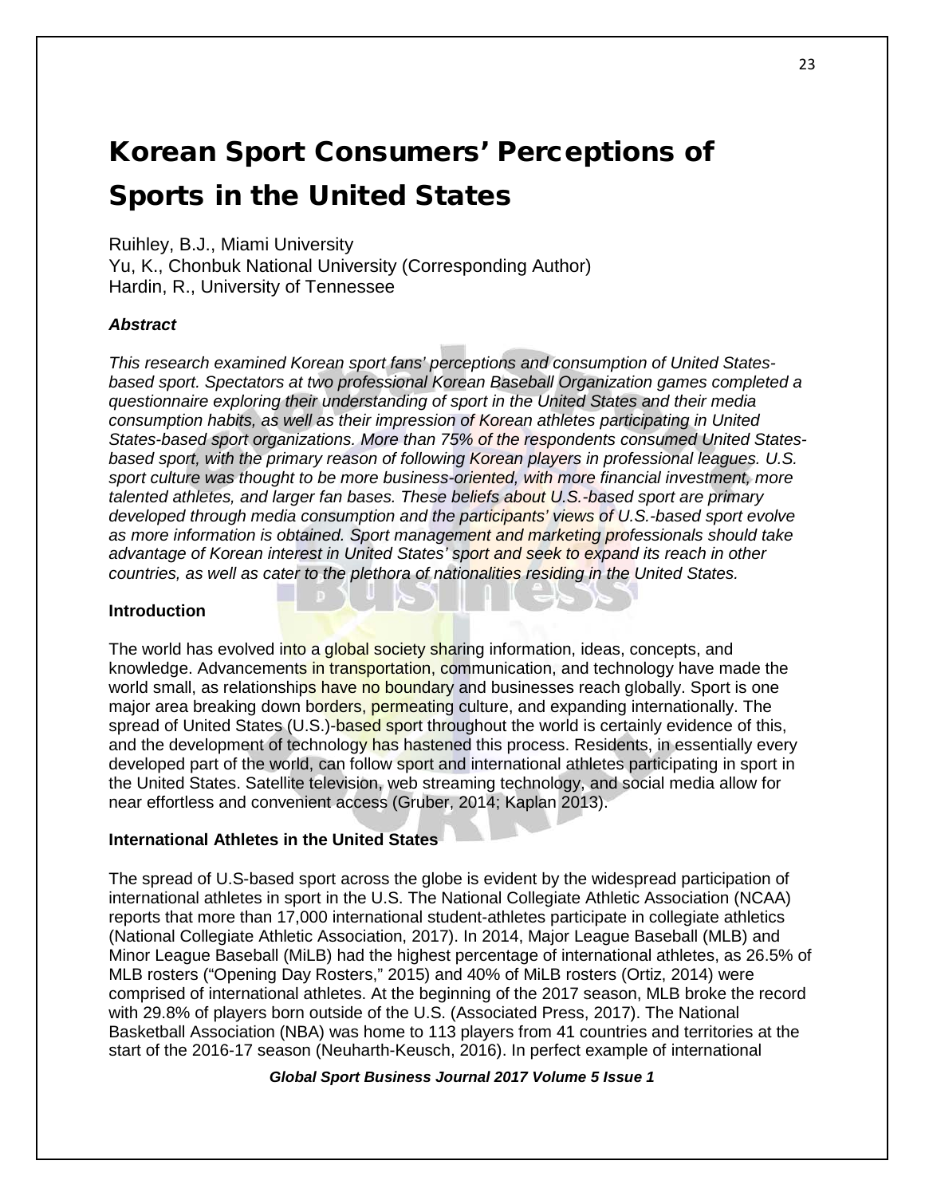# Korean Sport Consumers' Perceptions of Sports in the United States

Ruihley, B.J., Miami University
Yu, K., Chonbuk National University (Corresponding Author)
Hardin, R., University of Tennessee

***Abstract***

*This research examined Korean sport fans' perceptions and consumption of United States-based sport. Spectators at two professional Korean Baseball Organization games completed a questionnaire exploring their understanding of sport in the United States and their media consumption habits, as well as their impression of Korean athletes participating in United States-based sport organizations. More than 75% of the respondents consumed United States-based sport, with the primary reason of following Korean players in professional leagues. U.S. sport culture was thought to be more business-oriented, with more financial investment, more talented athletes, and larger fan bases. These beliefs about U.S.-based sport are primary developed through media consumption and the participants' views of U.S.-based sport evolve as more information is obtained. Sport management and marketing professionals should take advantage of Korean interest in United States' sport and seek to expand its reach in other countries, as well as cater to the plethora of nationalities residing in the United States.*

**Introduction**

The world has evolved into a global society sharing information, ideas, concepts, and knowledge. Advancements in transportation, communication, and technology have made the world small, as relationships have no boundary and businesses reach globally. Sport is one major area breaking down borders, permeating culture, and expanding internationally. The spread of United States (U.S.)-based sport throughout the world is certainly evidence of this, and the development of technology has hastened this process. Residents, in essentially every developed part of the world, can follow sport and international athletes participating in sport in the United States. Satellite television, web streaming technology, and social media allow for near effortless and convenient access (Gruber, 2014; Kaplan 2013).

**International Athletes in the United States**

The spread of U.S-based sport across the globe is evident by the widespread participation of international athletes in sport in the U.S. The National Collegiate Athletic Association (NCAA) reports that more than 17,000 international student-athletes participate in collegiate athletics (National Collegiate Athletic Association, 2017). In 2014, Major League Baseball (MLB) and Minor League Baseball (MiLB) had the highest percentage of international athletes, as 26.5% of MLB rosters ("Opening Day Rosters," 2015) and 40% of MiLB rosters (Ortiz, 2014) were comprised of international athletes. At the beginning of the 2017 season, MLB broke the record with 29.8% of players born outside of the U.S. (Associated Press, 2017). The National Basketball Association (NBA) was home to 113 players from 41 countries and territories at the start of the 2016-17 season (Neuharth-Keusch, 2016). In perfect example of international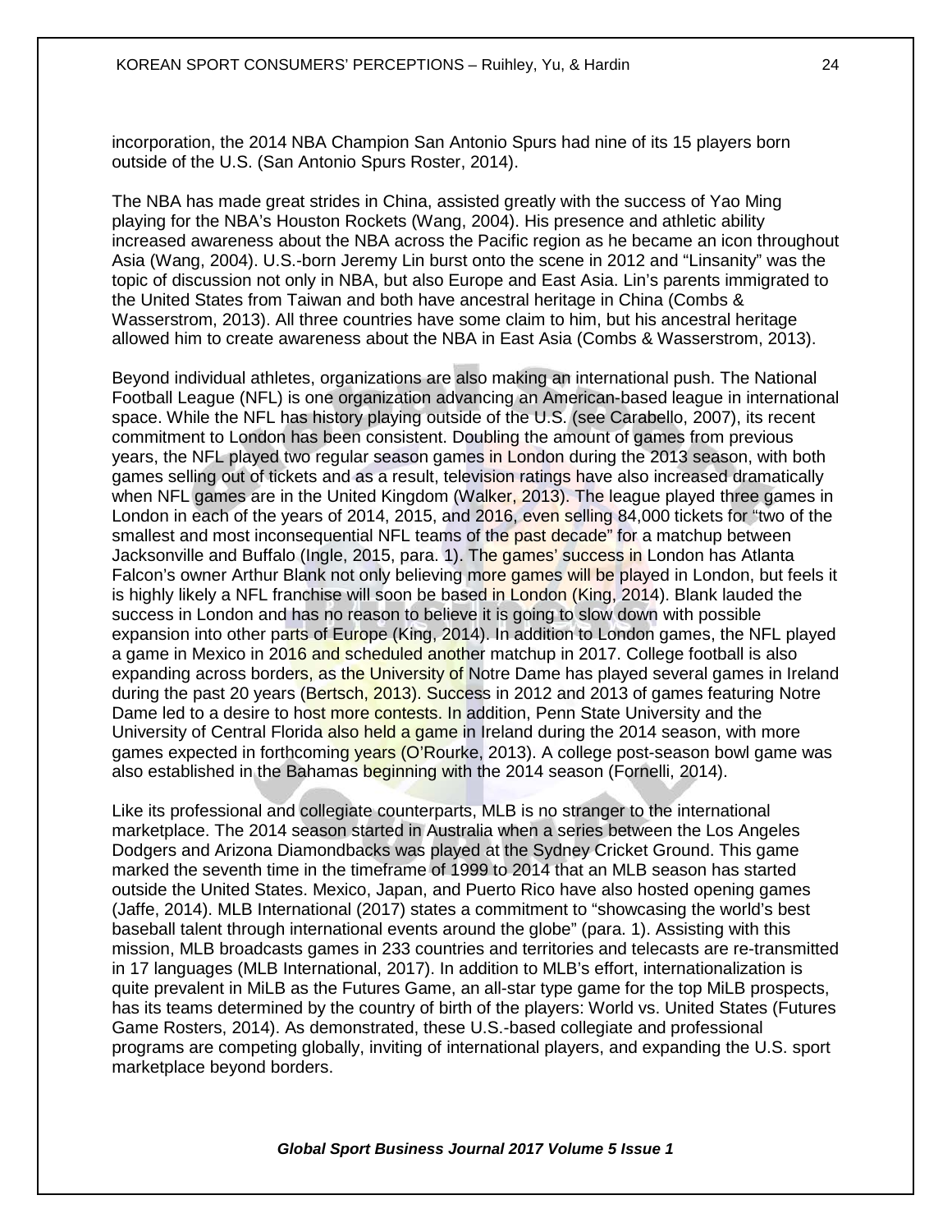incorporation, the 2014 NBA Champion San Antonio Spurs had nine of its 15 players born outside of the U.S. (San Antonio Spurs Roster, 2014).

The NBA has made great strides in China, assisted greatly with the success of Yao Ming playing for the NBA's Houston Rockets (Wang, 2004). His presence and athletic ability increased awareness about the NBA across the Pacific region as he became an icon throughout Asia (Wang, 2004). U.S.-born Jeremy Lin burst onto the scene in 2012 and "Linsanity" was the topic of discussion not only in NBA, but also Europe and East Asia. Lin's parents immigrated to the United States from Taiwan and both have ancestral heritage in China (Combs & Wasserstrom, 2013). All three countries have some claim to him, but his ancestral heritage allowed him to create awareness about the NBA in East Asia (Combs & Wasserstrom, 2013).

Beyond individual athletes, organizations are also making an international push. The National Football League (NFL) is one organization advancing an American-based league in international space. While the NFL has history playing outside of the U.S. (see Carabello, 2007), its recent commitment to London has been consistent. Doubling the amount of games from previous years, the NFL played two regular season games in London during the 2013 season, with both games selling out of tickets and as a result, television ratings have also increased dramatically when NFL games are in the United Kingdom (Walker, 2013). The league played three games in London in each of the years of 2014, 2015, and 2016, even selling 84,000 tickets for "two of the smallest and most inconsequential NFL teams of the past decade" for a matchup between Jacksonville and Buffalo (Ingle, 2015, para. 1). The games' success in London has Atlanta Falcon's owner Arthur Blank not only believing more games will be played in London, but feels it is highly likely a NFL franchise will soon be based in London (King, 2014). Blank lauded the success in London and has no reason to believe it is going to slow down with possible expansion into other parts of Europe (King, 2014). In addition to London games, the NFL played a game in Mexico in 2016 and scheduled another matchup in 2017. College football is also expanding across borders, as the University of Notre Dame has played several games in Ireland during the past 20 years (Bertsch, 2013). Success in 2012 and 2013 of games featuring Notre Dame led to a desire to host more contests. In addition, Penn State University and the University of Central Florida also held a game in Ireland during the 2014 season, with more games expected in forthcoming years (O'Rourke, 2013). A college post-season bowl game was also established in the Bahamas beginning with the 2014 season (Fornelli, 2014).

Like its professional and collegiate counterparts, MLB is no stranger to the international marketplace. The 2014 season started in Australia when a series between the Los Angeles Dodgers and Arizona Diamondbacks was played at the Sydney Cricket Ground. This game marked the seventh time in the timeframe of 1999 to 2014 that an MLB season has started outside the United States. Mexico, Japan, and Puerto Rico have also hosted opening games (Jaffe, 2014). MLB International (2017) states a commitment to "showcasing the world's best baseball talent through international events around the globe" (para. 1). Assisting with this mission, MLB broadcasts games in 233 countries and territories and telecasts are re-transmitted in 17 languages (MLB International, 2017). In addition to MLB's effort, internationalization is quite prevalent in MiLB as the Futures Game, an all-star type game for the top MiLB prospects, has its teams determined by the country of birth of the players: World vs. United States (Futures Game Rosters, 2014). As demonstrated, these U.S.-based collegiate and professional programs are competing globally, inviting of international players, and expanding the U.S. sport marketplace beyond borders.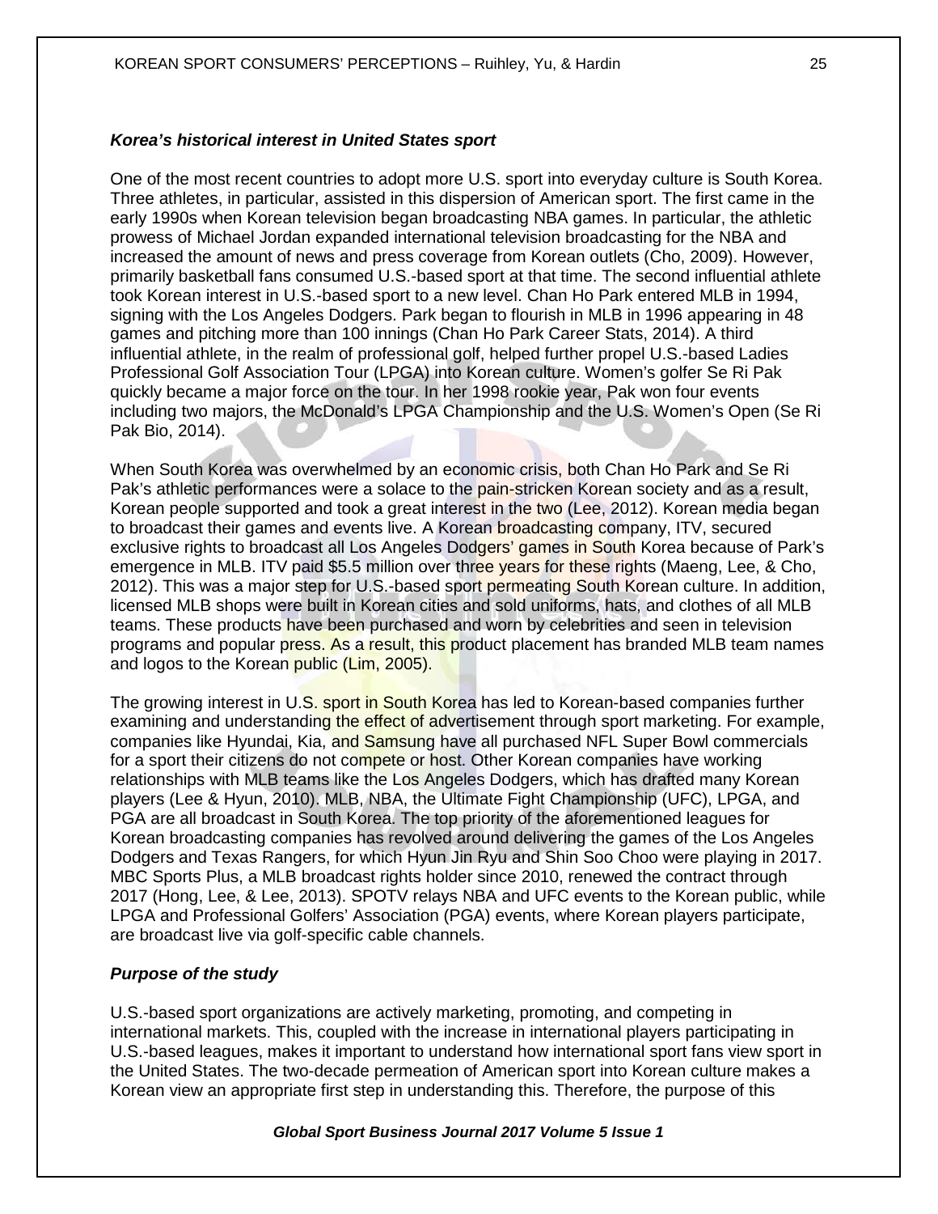### *Korea's historical interest in United States sport*

One of the most recent countries to adopt more U.S. sport into everyday culture is South Korea. Three athletes, in particular, assisted in this dispersion of American sport. The first came in the early 1990s when Korean television began broadcasting NBA games. In particular, the athletic prowess of Michael Jordan expanded international television broadcasting for the NBA and increased the amount of news and press coverage from Korean outlets (Cho, 2009). However, primarily basketball fans consumed U.S.-based sport at that time. The second influential athlete took Korean interest in U.S.-based sport to a new level. Chan Ho Park entered MLB in 1994, signing with the Los Angeles Dodgers. Park began to flourish in MLB in 1996 appearing in 48 games and pitching more than 100 innings (Chan Ho Park Career Stats, 2014). A third influential athlete, in the realm of professional golf, helped further propel U.S.-based Ladies Professional Golf Association Tour (LPGA) into Korean culture. Women's golfer Se Ri Pak quickly became a major force on the tour. In her 1998 rookie year, Pak won four events including two majors, the McDonald's LPGA Championship and the U.S. Women's Open (Se Ri Pak Bio, 2014).

When South Korea was overwhelmed by an economic crisis, both Chan Ho Park and Se Ri Pak's athletic performances were a solace to the pain-stricken Korean society and as a result, Korean people supported and took a great interest in the two (Lee, 2012). Korean media began to broadcast their games and events live. A Korean broadcasting company, ITV, secured exclusive rights to broadcast all Los Angeles Dodgers' games in South Korea because of Park's emergence in MLB. ITV paid $5.5 million over three years for these rights (Maeng, Lee, & Cho, 2012). This was a major step for U.S.-based sport permeating South Korean culture. In addition, licensed MLB shops were built in Korean cities and sold uniforms, hats, and clothes of all MLB teams. These products have been purchased and worn by celebrities and seen in television programs and popular press. As a result, this product placement has branded MLB team names and logos to the Korean public (Lim, 2005).

The growing interest in U.S. sport in South Korea has led to Korean-based companies further examining and understanding the effect of advertisement through sport marketing. For example, companies like Hyundai, Kia, and Samsung have all purchased NFL Super Bowl commercials for a sport their citizens do not compete or host. Other Korean companies have working relationships with MLB teams like the Los Angeles Dodgers, which has drafted many Korean players (Lee & Hyun, 2010). MLB, NBA, the Ultimate Fight Championship (UFC), LPGA, and PGA are all broadcast in South Korea. The top priority of the aforementioned leagues for Korean broadcasting companies has revolved around delivering the games of the Los Angeles Dodgers and Texas Rangers, for which Hyun Jin Ryu and Shin Soo Choo were playing in 2017. MBC Sports Plus, a MLB broadcast rights holder since 2010, renewed the contract through 2017 (Hong, Lee, & Lee, 2013). SPOTV relays NBA and UFC events to the Korean public, while LPGA and Professional Golfers' Association (PGA) events, where Korean players participate, are broadcast live via golf-specific cable channels.

### *Purpose of the study*

U.S.-based sport organizations are actively marketing, promoting, and competing in international markets. This, coupled with the increase in international players participating in U.S.-based leagues, makes it important to understand how international sport fans view sport in the United States. The two-decade permeation of American sport into Korean culture makes a Korean view an appropriate first step in understanding this. Therefore, the purpose of this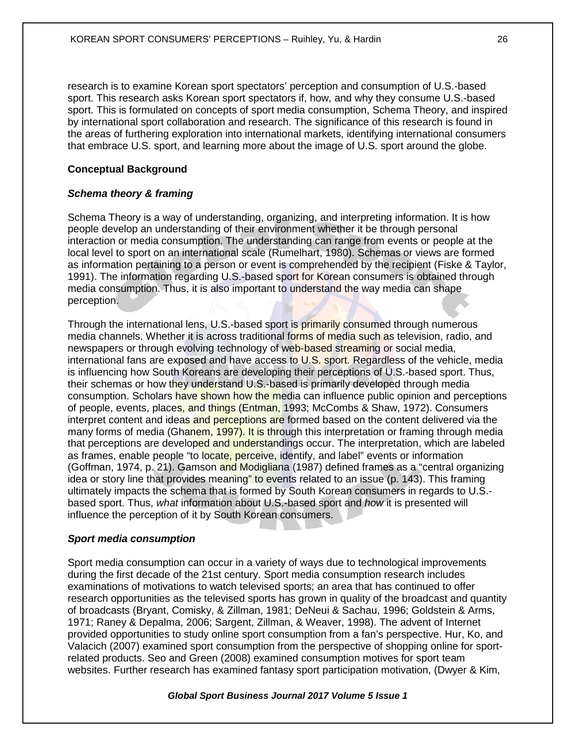research is to examine Korean sport spectators' perception and consumption of U.S.-based sport. This research asks Korean sport spectators if, how, and why they consume U.S.-based sport. This is formulated on concepts of sport media consumption, Schema Theory, and inspired by international sport collaboration and research. The significance of this research is found in the areas of furthering exploration into international markets, identifying international consumers that embrace U.S. sport, and learning more about the image of U.S. sport around the globe.

## Conceptual Background

### *Schema theory & framing*

Schema Theory is a way of understanding, organizing, and interpreting information. It is how people develop an understanding of their environment whether it be through personal interaction or media consumption. The understanding can range from events or people at the local level to sport on an international scale (Rumelhart, 1980). Schemas or views are formed as information pertaining to a person or event is comprehended by the recipient (Fiske & Taylor, 1991). The information regarding U.S.-based sport for Korean consumers is obtained through media consumption. Thus, it is also important to understand the way media can shape perception.

Through the international lens, U.S.-based sport is primarily consumed through numerous media channels. Whether it is across traditional forms of media such as television, radio, and newspapers or through evolving technology of web-based streaming or social media, international fans are exposed and have access to U.S. sport. Regardless of the vehicle, media is influencing how South Koreans are developing their perceptions of U.S.-based sport. Thus, their schemas or how they understand U.S.-based is primarily developed through media consumption. Scholars have shown how the media can influence public opinion and perceptions of people, events, places, and things (Entman, 1993; McCombs & Shaw, 1972). Consumers interpret content and ideas and perceptions are formed based on the content delivered via the many forms of media (Ghanem, 1997). It is through this interpretation or framing through media that perceptions are developed and understandings occur. The interpretation, which are labeled as frames, enable people "to locate, perceive, identify, and label" events or information (Goffman, 1974, p. 21). Gamson and Modigliana (1987) defined frames as a "central organizing idea or story line that provides meaning" to events related to an issue (p. 143). This framing ultimately impacts the schema that is formed by South Korean consumers in regards to U.S.-based sport. Thus, *what* information about U.S.-based sport and *how* it is presented will influence the perception of it by South Korean consumers.

### *Sport media consumption*

Sport media consumption can occur in a variety of ways due to technological improvements during the first decade of the 21st century. Sport media consumption research includes examinations of motivations to watch televised sports; an area that has continued to offer research opportunities as the televised sports has grown in quality of the broadcast and quantity of broadcasts (Bryant, Comisky, & Zillman, 1981; DeNeui & Sachau, 1996; Goldstein & Arms, 1971; Raney & Depalma, 2006; Sargent, Zillman, & Weaver, 1998). The advent of Internet provided opportunities to study online sport consumption from a fan's perspective. Hur, Ko, and Valacich (2007) examined sport consumption from the perspective of shopping online for sport-related products. Seo and Green (2008) examined consumption motives for sport team websites. Further research has examined fantasy sport participation motivation, (Dwyer & Kim,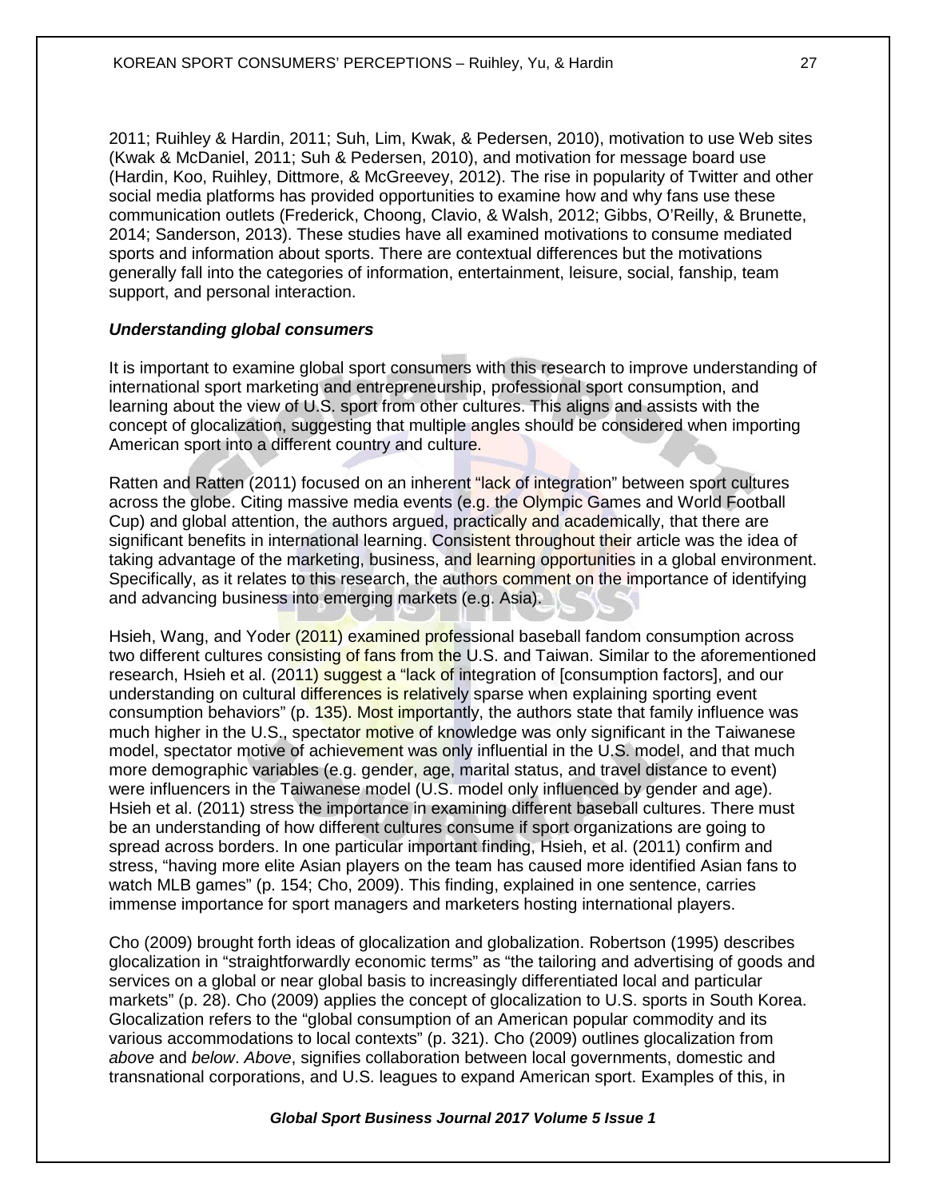2011; Ruihley & Hardin, 2011; Suh, Lim, Kwak, & Pedersen, 2010), motivation to use Web sites (Kwak & McDaniel, 2011; Suh & Pedersen, 2010), and motivation for message board use (Hardin, Koo, Ruihley, Dittmore, & McGreevey, 2012). The rise in popularity of Twitter and other social media platforms has provided opportunities to examine how and why fans use these communication outlets (Frederick, Choong, Clavio, & Walsh, 2012; Gibbs, O'Reilly, & Brunette, 2014; Sanderson, 2013). These studies have all examined motivations to consume mediated sports and information about sports. There are contextual differences but the motivations generally fall into the categories of information, entertainment, leisure, social, fanship, team support, and personal interaction.

***Understanding global consumers***

It is important to examine global sport consumers with this research to improve understanding of international sport marketing and entrepreneurship, professional sport consumption, and learning about the view of U.S. sport from other cultures. This aligns and assists with the concept of glocalization, suggesting that multiple angles should be considered when importing American sport into a different country and culture.

Ratten and Ratten (2011) focused on an inherent "lack of integration" between sport cultures across the globe. Citing massive media events (e.g. the Olympic Games and World Football Cup) and global attention, the authors argued, practically and academically, that there are significant benefits in international learning. Consistent throughout their article was the idea of taking advantage of the marketing, business, and learning opportunities in a global environment. Specifically, as it relates to this research, the authors comment on the importance of identifying and advancing business into emerging markets (e.g. Asia).

Hsieh, Wang, and Yoder (2011) examined professional baseball fandom consumption across two different cultures consisting of fans from the U.S. and Taiwan. Similar to the aforementioned research, Hsieh et al. (2011) suggest a "lack of integration of [consumption factors], and our understanding on cultural differences is relatively sparse when explaining sporting event consumption behaviors" (p. 135). Most importantly, the authors state that family influence was much higher in the U.S., spectator motive of knowledge was only significant in the Taiwanese model, spectator motive of achievement was only influential in the U.S. model, and that much more demographic variables (e.g. gender, age, marital status, and travel distance to event) were influencers in the Taiwanese model (U.S. model only influenced by gender and age). Hsieh et al. (2011) stress the importance in examining different baseball cultures. There must be an understanding of how different cultures consume if sport organizations are going to spread across borders. In one particular important finding, Hsieh, et al. (2011) confirm and stress, "having more elite Asian players on the team has caused more identified Asian fans to watch MLB games" (p. 154; Cho, 2009). This finding, explained in one sentence, carries immense importance for sport managers and marketers hosting international players.

Cho (2009) brought forth ideas of glocalization and globalization. Robertson (1995) describes glocalization in "straightforwardly economic terms" as "the tailoring and advertising of goods and services on a global or near global basis to increasingly differentiated local and particular markets" (p. 28). Cho (2009) applies the concept of glocalization to U.S. sports in South Korea. Glocalization refers to the "global consumption of an American popular commodity and its various accommodations to local contexts" (p. 321). Cho (2009) outlines glocalization from *above* and *below*. *Above*, signifies collaboration between local governments, domestic and transnational corporations, and U.S. leagues to expand American sport. Examples of this, in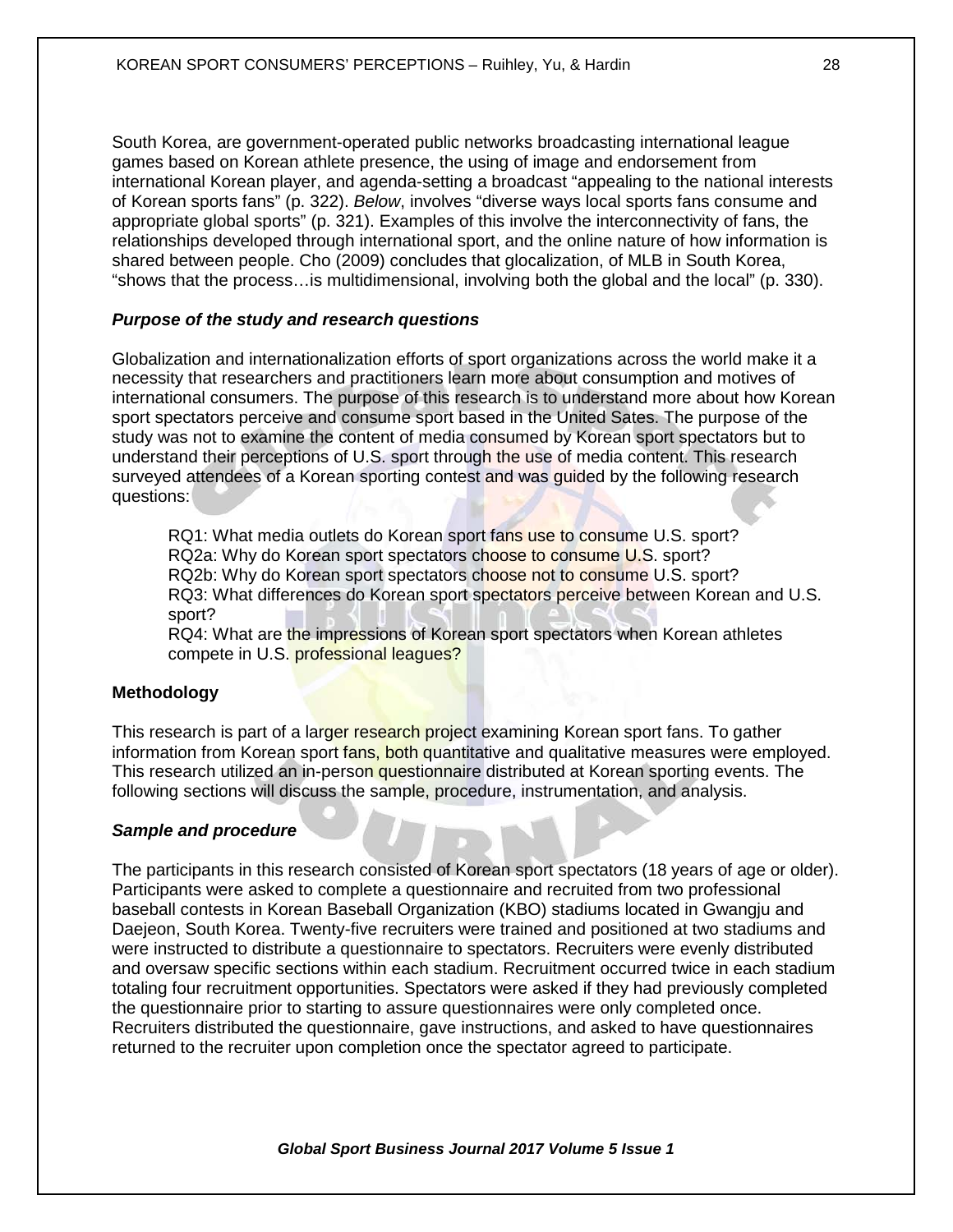South Korea, are government-operated public networks broadcasting international league games based on Korean athlete presence, the using of image and endorsement from international Korean player, and agenda-setting a broadcast "appealing to the national interests of Korean sports fans" (p. 322). *Below*, involves "diverse ways local sports fans consume and appropriate global sports" (p. 321). Examples of this involve the interconnectivity of fans, the relationships developed through international sport, and the online nature of how information is shared between people. Cho (2009) concludes that glocalization, of MLB in South Korea, "shows that the process…is multidimensional, involving both the global and the local" (p. 330).

### *Purpose of the study and research questions*

Globalization and internationalization efforts of sport organizations across the world make it a necessity that researchers and practitioners learn more about consumption and motives of international consumers. The purpose of this research is to understand more about how Korean sport spectators perceive and consume sport based in the United Sates. The purpose of the study was not to examine the content of media consumed by Korean sport spectators but to understand their perceptions of U.S. sport through the use of media content. This research surveyed attendees of a Korean sporting contest and was guided by the following research questions:

RQ1: What media outlets do Korean sport fans use to consume U.S. sport?
RQ2a: Why do Korean sport spectators choose to consume U.S. sport?
RQ2b: Why do Korean sport spectators choose not to consume U.S. sport?
RQ3: What differences do Korean sport spectators perceive between Korean and U.S. sport?
RQ4: What are the impressions of Korean sport spectators when Korean athletes compete in U.S. professional leagues?

## Methodology

This research is part of a larger research project examining Korean sport fans. To gather information from Korean sport fans, both quantitative and qualitative measures were employed. This research utilized an in-person questionnaire distributed at Korean sporting events. The following sections will discuss the sample, procedure, instrumentation, and analysis.

### *Sample and procedure*

The participants in this research consisted of Korean sport spectators (18 years of age or older). Participants were asked to complete a questionnaire and recruited from two professional baseball contests in Korean Baseball Organization (KBO) stadiums located in Gwangju and Daejeon, South Korea. Twenty-five recruiters were trained and positioned at two stadiums and were instructed to distribute a questionnaire to spectators. Recruiters were evenly distributed and oversaw specific sections within each stadium. Recruitment occurred twice in each stadium totaling four recruitment opportunities. Spectators were asked if they had previously completed the questionnaire prior to starting to assure questionnaires were only completed once. Recruiters distributed the questionnaire, gave instructions, and asked to have questionnaires returned to the recruiter upon completion once the spectator agreed to participate.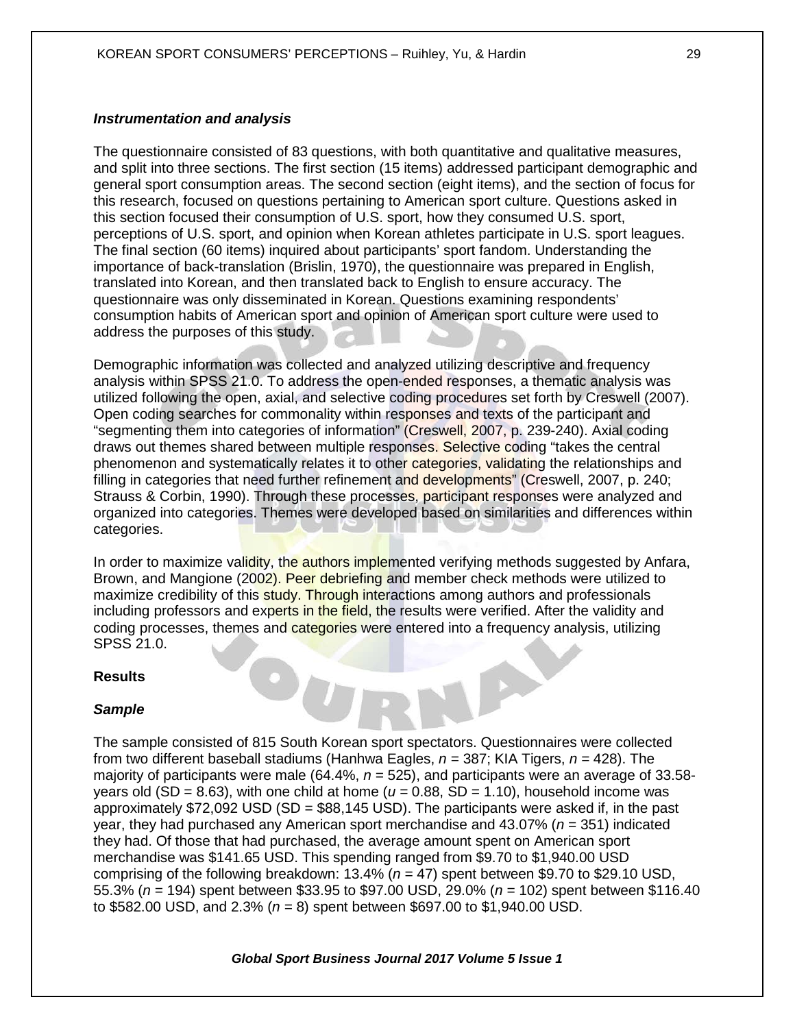### *Instrumentation and analysis*

The questionnaire consisted of 83 questions, with both quantitative and qualitative measures, and split into three sections. The first section (15 items) addressed participant demographic and general sport consumption areas. The second section (eight items), and the section of focus for this research, focused on questions pertaining to American sport culture. Questions asked in this section focused their consumption of U.S. sport, how they consumed U.S. sport, perceptions of U.S. sport, and opinion when Korean athletes participate in U.S. sport leagues. The final section (60 items) inquired about participants' sport fandom. Understanding the importance of back-translation (Brislin, 1970), the questionnaire was prepared in English, translated into Korean, and then translated back to English to ensure accuracy. The questionnaire was only disseminated in Korean. Questions examining respondents' consumption habits of American sport and opinion of American sport culture were used to address the purposes of this study.

Demographic information was collected and analyzed utilizing descriptive and frequency analysis within SPSS 21.0. To address the open-ended responses, a thematic analysis was utilized following the open, axial, and selective coding procedures set forth by Creswell (2007). Open coding searches for commonality within responses and texts of the participant and "segmenting them into categories of information" (Creswell, 2007, p. 239-240). Axial coding draws out themes shared between multiple responses. Selective coding "takes the central phenomenon and systematically relates it to other categories, validating the relationships and filling in categories that need further refinement and developments" (Creswell, 2007, p. 240; Strauss & Corbin, 1990). Through these processes, participant responses were analyzed and organized into categories. Themes were developed based on similarities and differences within categories.

In order to maximize validity, the authors implemented verifying methods suggested by Anfara, Brown, and Mangione (2002). Peer debriefing and member check methods were utilized to maximize credibility of this study. Through interactions among authors and professionals including professors and experts in the field, the results were verified. After the validity and coding processes, themes and categories were entered into a frequency analysis, utilizing SPSS 21.0.

## Results

### *Sample*

The sample consisted of 815 South Korean sport spectators. Questionnaires were collected from two different baseball stadiums (Hanhwa Eagles, $n$ = 387; KIA Tigers, $n$ = 428). The majority of participants were male (64.4%, $n$ = 525), and participants were an average of 33.58-years old (SD = 8.63), with one child at home ($u$ = 0.88, SD = 1.10), household income was approximately $72,092 USD (SD = $88,145 USD). The participants were asked if, in the past year, they had purchased any American sport merchandise and 43.07% ($n$ = 351) indicated they had. Of those that had purchased, the average amount spent on American sport merchandise was $141.65 USD. This spending ranged from $9.70 to $1,940.00 USD comprising of the following breakdown: 13.4% ($n$ = 47) spent between $9.70 to $29.10 USD, 55.3% ($n$ = 194) spent between $33.95 to $97.00 USD, 29.0% ($n$ = 102) spent between $116.40 to $582.00 USD, and 2.3% ($n$ = 8) spent between $697.00 to $1,940.00 USD.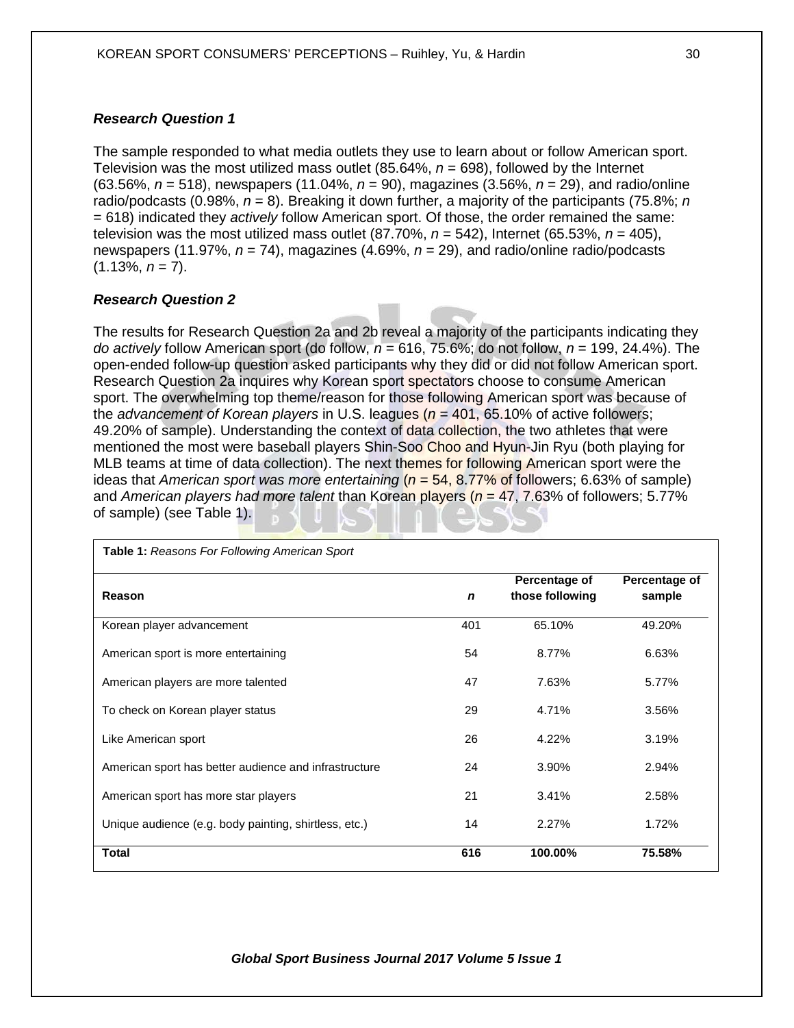### *Research Question 1*

The sample responded to what media outlets they use to learn about or follow American sport. Television was the most utilized mass outlet (85.64%, $n$ = 698), followed by the Internet (63.56%, $n$ = 518), newspapers (11.04%, $n$ = 90), magazines (3.56%, $n$ = 29), and radio/online radio/podcasts (0.98%, $n$ = 8). Breaking it down further, a majority of the participants (75.8%; $n$ = 618) indicated they *actively* follow American sport. Of those, the order remained the same: television was the most utilized mass outlet (87.70%, $n$ = 542), Internet (65.53%, $n$ = 405), newspapers (11.97%, $n$ = 74), magazines (4.69%, $n$ = 29), and radio/online radio/podcasts (1.13%, $n$ = 7).

### *Research Question 2*

The results for Research Question 2a and 2b reveal a majority of the participants indicating they *do actively* follow American sport (do follow, $n$ = 616, 75.6%; do not follow, $n$ = 199, 24.4%). The open-ended follow-up question asked participants why they did or did not follow American sport. Research Question 2a inquires why Korean sport spectators choose to consume American sport. The overwhelming top theme/reason for those following American sport was because of the *advancement of Korean players* in U.S. leagues ($n$ = 401, 65.10% of active followers; 49.20% of sample). Understanding the context of data collection, the two athletes that were mentioned the most were baseball players Shin-Soo Choo and Hyun-Jin Ryu (both playing for MLB teams at time of data collection). The next themes for following American sport were the ideas that *American sport was more entertaining* ($n$ = 54, 8.77% of followers; 6.63% of sample) and *American players had more talent* than Korean players ($n$ = 47, 7.63% of followers; 5.77% of sample) (see Table 1).

**Table 1:** *Reasons For Following American Sport*

| Reason | $n$ | Percentage of those following | Percentage of sample |
|---|---|---|---|
| Korean player advancement | 401 | 65.10% | 49.20% |
| American sport is more entertaining | 54 | 8.77% | 6.63% |
| American players are more talented | 47 | 7.63% | 5.77% |
| To check on Korean player status | 29 | 4.71% | 3.56% |
| Like American sport | 26 | 4.22% | 3.19% |
| American sport has better audience and infrastructure | 24 | 3.90% | 2.94% |
| American sport has more star players | 21 | 3.41% | 2.58% |
| Unique audience (e.g. body painting, shirtless, etc.) | 14 | 2.27% | 1.72% |
| **Total** | **616** | **100.00%** | **75.58%** |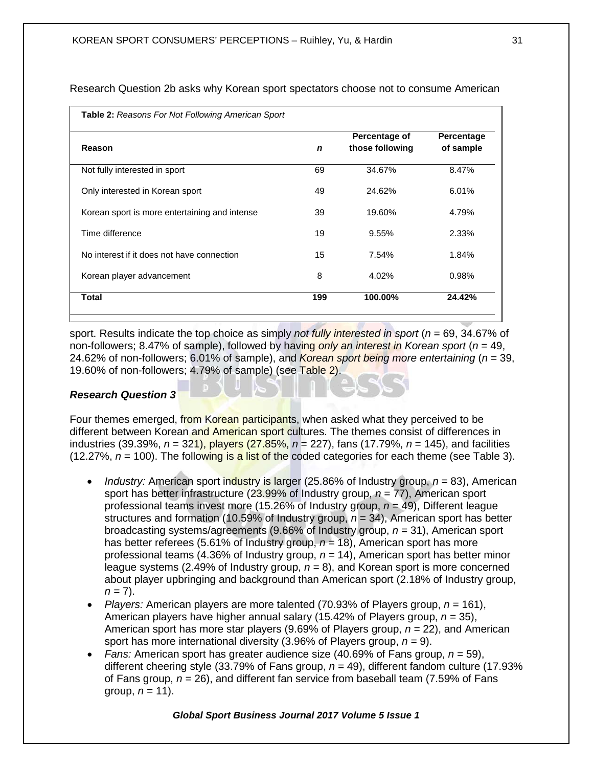Research Question 2b asks why Korean sport spectators choose not to consume American sport. Results indicate the top choice as simply *not fully interested in sport* (*n* = 69, 34.67% of non-followers; 8.47% of sample), followed by having *only an interest in Korean sport* (*n* = 49, 24.62% of non-followers; 6.01% of sample), and *Korean sport being more entertaining* (*n* = 39, 19.60% of non-followers; 4.79% of sample) (see Table 2).

**Table 2:** *Reasons For Not Following American Sport*

| Reason | *n* | Percentage of those following | Percentage of sample |
|---|---|---|---|
| Not fully interested in sport | 69 | 34.67% | 8.47% |
| Only interested in Korean sport | 49 | 24.62% | 6.01% |
| Korean sport is more entertaining and intense | 39 | 19.60% | 4.79% |
| Time difference | 19 | 9.55% | 2.33% |
| No interest if it does not have connection | 15 | 7.54% | 1.84% |
| Korean player advancement | 8 | 4.02% | 0.98% |
| **Total** | **199** | **100.00%** | **24.42%** |

### *Research Question 3*

Four themes emerged, from Korean participants, when asked what they perceived to be different between Korean and American sport cultures. The themes consist of differences in industries (39.39%, *n* = 321), players (27.85%, *n* = 227), fans (17.79%, *n* = 145), and facilities (12.27%, *n* = 100). The following is a list of the coded categories for each theme (see Table 3).

- *Industry:* American sport industry is larger (25.86% of Industry group, *n* = 83), American sport has better infrastructure (23.99% of Industry group, *n* = 77), American sport professional teams invest more (15.26% of Industry group, *n* = 49), Different league structures and formation (10.59% of Industry group, *n* = 34), American sport has better broadcasting systems/agreements (9.66% of Industry group, *n* = 31), American sport has better referees (5.61% of Industry group, *n* = 18), American sport has more professional teams (4.36% of Industry group, *n* = 14), American sport has better minor league systems (2.49% of Industry group, *n* = 8), and Korean sport is more concerned about player upbringing and background than American sport (2.18% of Industry group, *n* = 7).
- *Players:* American players are more talented (70.93% of Players group, *n* = 161), American players have higher annual salary (15.42% of Players group, *n* = 35), American sport has more star players (9.69% of Players group, *n* = 22), and American sport has more international diversity (3.96% of Players group, *n* = 9).
- *Fans:* American sport has greater audience size (40.69% of Fans group, *n* = 59), different cheering style (33.79% of Fans group, *n* = 49), different fandom culture (17.93% of Fans group, *n* = 26), and different fan service from baseball team (7.59% of Fans group, *n* = 11).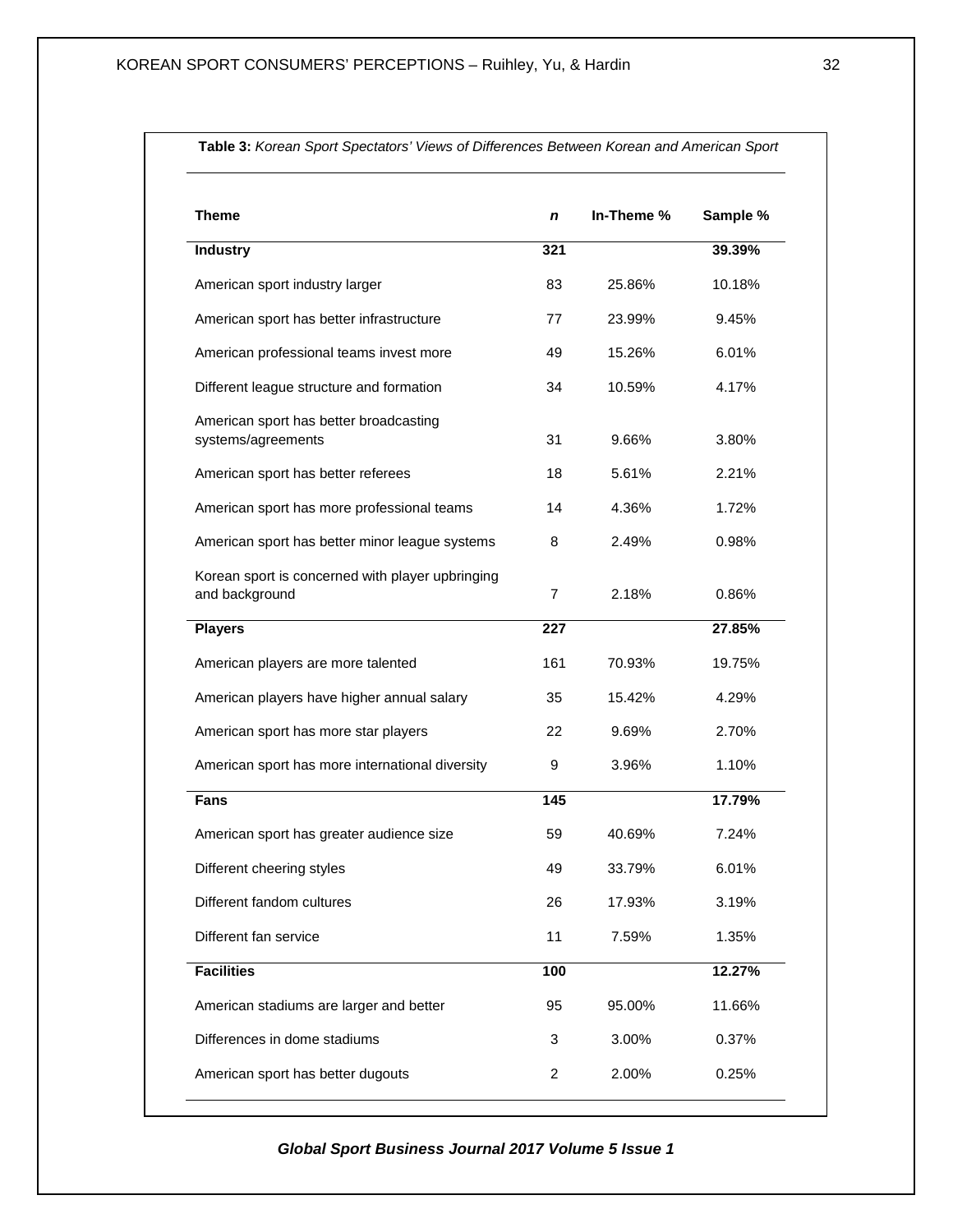**Table 3:** *Korean Sport Spectators' Views of Differences Between Korean and American Sport*

| Theme | *n* | In-Theme % | Sample % |
|---|---|---|---|
| **Industry** | **321** | | **39.39%** |
| American sport industry larger | 83 | 25.86% | 10.18% |
| American sport has better infrastructure | 77 | 23.99% | 9.45% |
| American professional teams invest more | 49 | 15.26% | 6.01% |
| Different league structure and formation | 34 | 10.59% | 4.17% |
| American sport has better broadcasting systems/agreements | 31 | 9.66% | 3.80% |
| American sport has better referees | 18 | 5.61% | 2.21% |
| American sport has more professional teams | 14 | 4.36% | 1.72% |
| American sport has better minor league systems | 8 | 2.49% | 0.98% |
| Korean sport is concerned with player upbringing and background | 7 | 2.18% | 0.86% |
| **Players** | **227** | | **27.85%** |
| American players are more talented | 161 | 70.93% | 19.75% |
| American players have higher annual salary | 35 | 15.42% | 4.29% |
| American sport has more star players | 22 | 9.69% | 2.70% |
| American sport has more international diversity | 9 | 3.96% | 1.10% |
| **Fans** | **145** | | **17.79%** |
| American sport has greater audience size | 59 | 40.69% | 7.24% |
| Different cheering styles | 49 | 33.79% | 6.01% |
| Different fandom cultures | 26 | 17.93% | 3.19% |
| Different fan service | 11 | 7.59% | 1.35% |
| **Facilities** | **100** | | **12.27%** |
| American stadiums are larger and better | 95 | 95.00% | 11.66% |
| Differences in dome stadiums | 3 | 3.00% | 0.37% |
| American sport has better dugouts | 2 | 2.00% | 0.25% |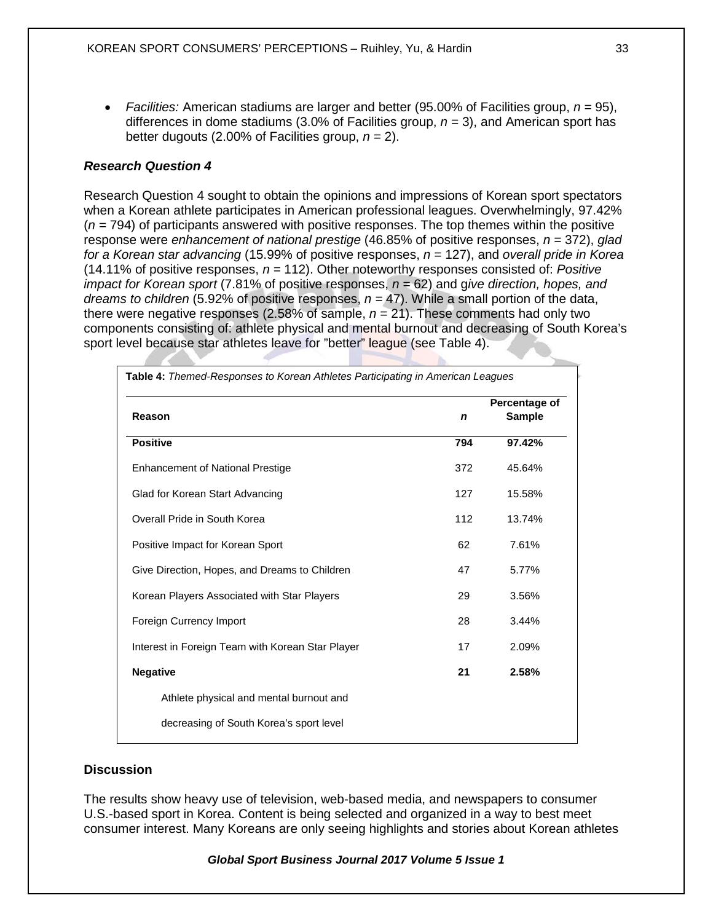- *Facilities:* American stadiums are larger and better (95.00% of Facilities group, *n* = 95), differences in dome stadiums (3.0% of Facilities group, *n* = 3), and American sport has better dugouts (2.00% of Facilities group, *n* = 2).

### *Research Question 4*

Research Question 4 sought to obtain the opinions and impressions of Korean sport spectators when a Korean athlete participates in American professional leagues. Overwhelmingly, 97.42% (*n* = 794) of participants answered with positive responses. The top themes within the positive response were *enhancement of national prestige* (46.85% of positive responses, *n* = 372), *glad for a Korean star advancing* (15.99% of positive responses, *n* = 127), and *overall pride in Korea* (14.11% of positive responses, *n* = 112). Other noteworthy responses consisted of: *Positive impact for Korean sport* (7.81% of positive responses, *n* = 62) and g*ive direction, hopes, and dreams to children* (5.92% of positive responses, *n* = 47). While a small portion of the data, there were negative responses (2.58% of sample, *n* = 21). These comments had only two components consisting of: athlete physical and mental burnout and decreasing of South Korea's sport level because star athletes leave for "better" league (see Table 4).

**Table 4:** *Themed-Responses to Korean Athletes Participating in American Leagues*

| Reason | *n* | Percentage of Sample |
|---|---|---|
| **Positive** | **794** | **97.42%** |
| Enhancement of National Prestige | 372 | 45.64% |
| Glad for Korean Start Advancing | 127 | 15.58% |
| Overall Pride in South Korea | 112 | 13.74% |
| Positive Impact for Korean Sport | 62 | 7.61% |
| Give Direction, Hopes, and Dreams to Children | 47 | 5.77% |
| Korean Players Associated with Star Players | 29 | 3.56% |
| Foreign Currency Import | 28 | 3.44% |
| Interest in Foreign Team with Korean Star Player | 17 | 2.09% |
| **Negative** | **21** | **2.58%** |
| Athlete physical and mental burnout and decreasing of South Korea's sport level | | |

## Discussion

The results show heavy use of television, web-based media, and newspapers to consumer U.S.-based sport in Korea. Content is being selected and organized in a way to best meet consumer interest. Many Koreans are only seeing highlights and stories about Korean athletes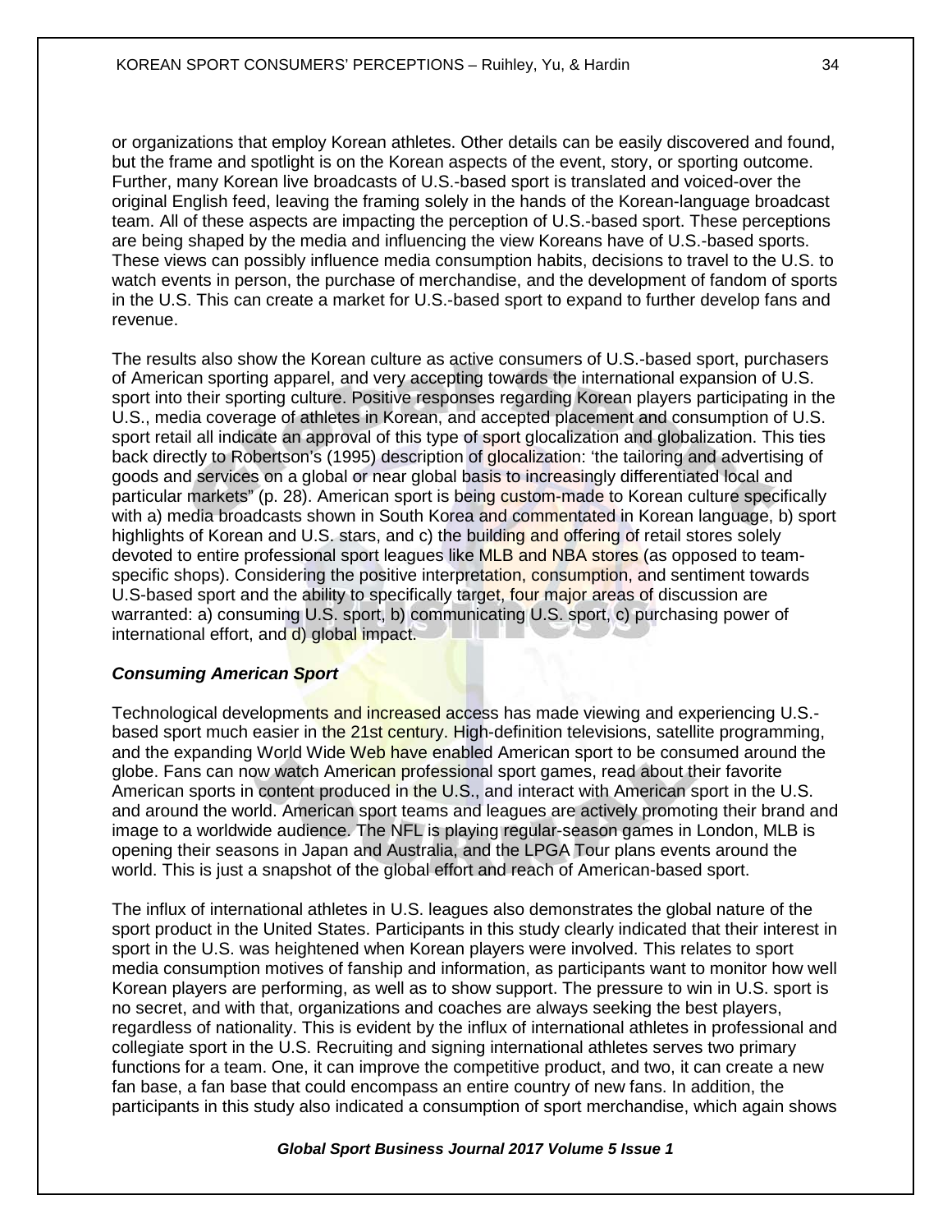or organizations that employ Korean athletes. Other details can be easily discovered and found, but the frame and spotlight is on the Korean aspects of the event, story, or sporting outcome. Further, many Korean live broadcasts of U.S.-based sport is translated and voiced-over the original English feed, leaving the framing solely in the hands of the Korean-language broadcast team. All of these aspects are impacting the perception of U.S.-based sport. These perceptions are being shaped by the media and influencing the view Koreans have of U.S.-based sports. These views can possibly influence media consumption habits, decisions to travel to the U.S. to watch events in person, the purchase of merchandise, and the development of fandom of sports in the U.S. This can create a market for U.S.-based sport to expand to further develop fans and revenue.

The results also show the Korean culture as active consumers of U.S.-based sport, purchasers of American sporting apparel, and very accepting towards the international expansion of U.S. sport into their sporting culture. Positive responses regarding Korean players participating in the U.S., media coverage of athletes in Korean, and accepted placement and consumption of U.S. sport retail all indicate an approval of this type of sport glocalization and globalization. This ties back directly to Robertson's (1995) description of glocalization: 'the tailoring and advertising of goods and services on a global or near global basis to increasingly differentiated local and particular markets" (p. 28). American sport is being custom-made to Korean culture specifically with a) media broadcasts shown in South Korea and commentated in Korean language, b) sport highlights of Korean and U.S. stars, and c) the building and offering of retail stores solely devoted to entire professional sport leagues like MLB and NBA stores (as opposed to team-specific shops). Considering the positive interpretation, consumption, and sentiment towards U.S-based sport and the ability to specifically target, four major areas of discussion are warranted: a) consuming U.S. sport, b) communicating U.S. sport, c) purchasing power of international effort, and d) global impact.

### *Consuming American Sport*

Technological developments and increased access has made viewing and experiencing U.S.-based sport much easier in the 21st century. High-definition televisions, satellite programming, and the expanding World Wide Web have enabled American sport to be consumed around the globe. Fans can now watch American professional sport games, read about their favorite American sports in content produced in the U.S., and interact with American sport in the U.S. and around the world. American sport teams and leagues are actively promoting their brand and image to a worldwide audience. The NFL is playing regular-season games in London, MLB is opening their seasons in Japan and Australia, and the LPGA Tour plans events around the world. This is just a snapshot of the global effort and reach of American-based sport.

The influx of international athletes in U.S. leagues also demonstrates the global nature of the sport product in the United States. Participants in this study clearly indicated that their interest in sport in the U.S. was heightened when Korean players were involved. This relates to sport media consumption motives of fanship and information, as participants want to monitor how well Korean players are performing, as well as to show support. The pressure to win in U.S. sport is no secret, and with that, organizations and coaches are always seeking the best players, regardless of nationality. This is evident by the influx of international athletes in professional and collegiate sport in the U.S. Recruiting and signing international athletes serves two primary functions for a team. One, it can improve the competitive product, and two, it can create a new fan base, a fan base that could encompass an entire country of new fans. In addition, the participants in this study also indicated a consumption of sport merchandise, which again shows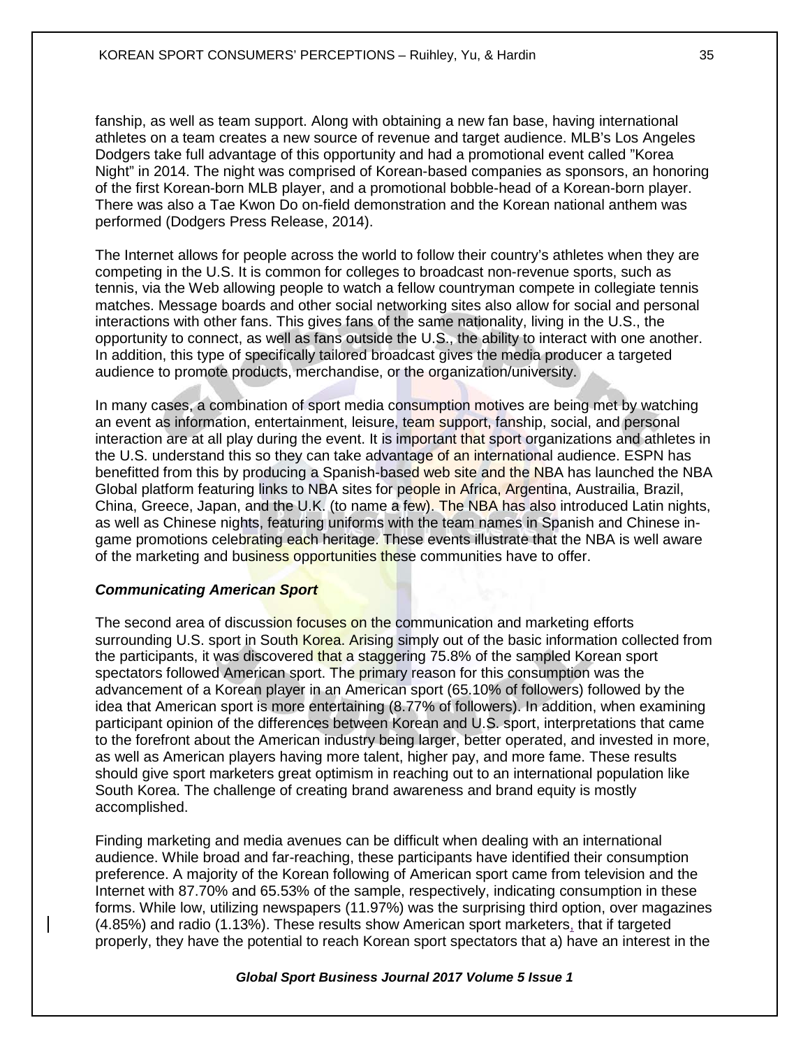fanship, as well as team support. Along with obtaining a new fan base, having international athletes on a team creates a new source of revenue and target audience. MLB's Los Angeles Dodgers take full advantage of this opportunity and had a promotional event called "Korea Night" in 2014. The night was comprised of Korean-based companies as sponsors, an honoring of the first Korean-born MLB player, and a promotional bobble-head of a Korean-born player. There was also a Tae Kwon Do on-field demonstration and the Korean national anthem was performed (Dodgers Press Release, 2014).

The Internet allows for people across the world to follow their country's athletes when they are competing in the U.S. It is common for colleges to broadcast non-revenue sports, such as tennis, via the Web allowing people to watch a fellow countryman compete in collegiate tennis matches. Message boards and other social networking sites also allow for social and personal interactions with other fans. This gives fans of the same nationality, living in the U.S., the opportunity to connect, as well as fans outside the U.S., the ability to interact with one another. In addition, this type of specifically tailored broadcast gives the media producer a targeted audience to promote products, merchandise, or the organization/university.

In many cases, a combination of sport media consumption motives are being met by watching an event as information, entertainment, leisure, team support, fanship, social, and personal interaction are at all play during the event. It is important that sport organizations and athletes in the U.S. understand this so they can take advantage of an international audience. ESPN has benefitted from this by producing a Spanish-based web site and the NBA has launched the NBA Global platform featuring links to NBA sites for people in Africa, Argentina, Austrailia, Brazil, China, Greece, Japan, and the U.K. (to name a few). The NBA has also introduced Latin nights, as well as Chinese nights, featuring uniforms with the team names in Spanish and Chinese in-game promotions celebrating each heritage. These events illustrate that the NBA is well aware of the marketing and business opportunities these communities have to offer.

***Communicating American Sport***

The second area of discussion focuses on the communication and marketing efforts surrounding U.S. sport in South Korea. Arising simply out of the basic information collected from the participants, it was discovered that a staggering 75.8% of the sampled Korean sport spectators followed American sport. The primary reason for this consumption was the advancement of a Korean player in an American sport (65.10% of followers) followed by the idea that American sport is more entertaining (8.77% of followers). In addition, when examining participant opinion of the differences between Korean and U.S. sport, interpretations that came to the forefront about the American industry being larger, better operated, and invested in more, as well as American players having more talent, higher pay, and more fame. These results should give sport marketers great optimism in reaching out to an international population like South Korea. The challenge of creating brand awareness and brand equity is mostly accomplished.

Finding marketing and media avenues can be difficult when dealing with an international audience. While broad and far-reaching, these participants have identified their consumption preference. A majority of the Korean following of American sport came from television and the Internet with 87.70% and 65.53% of the sample, respectively, indicating consumption in these forms. While low, utilizing newspapers (11.97%) was the surprising third option, over magazines (4.85%) and radio (1.13%). These results show American sport marketers, that if targeted properly, they have the potential to reach Korean sport spectators that a) have an interest in the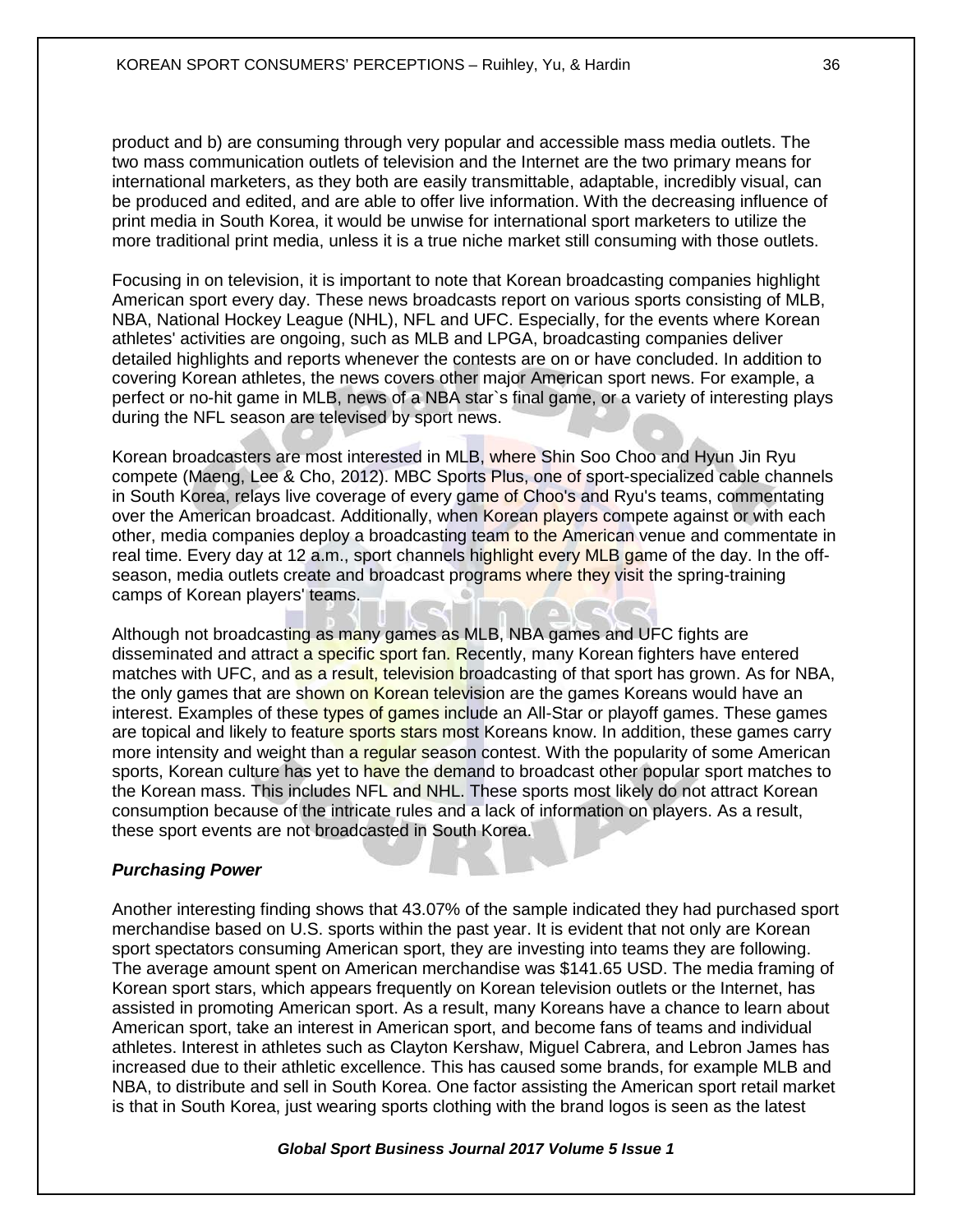product and b) are consuming through very popular and accessible mass media outlets. The two mass communication outlets of television and the Internet are the two primary means for international marketers, as they both are easily transmittable, adaptable, incredibly visual, can be produced and edited, and are able to offer live information. With the decreasing influence of print media in South Korea, it would be unwise for international sport marketers to utilize the more traditional print media, unless it is a true niche market still consuming with those outlets.

Focusing in on television, it is important to note that Korean broadcasting companies highlight American sport every day. These news broadcasts report on various sports consisting of MLB, NBA, National Hockey League (NHL), NFL and UFC. Especially, for the events where Korean athletes' activities are ongoing, such as MLB and LPGA, broadcasting companies deliver detailed highlights and reports whenever the contests are on or have concluded. In addition to covering Korean athletes, the news covers other major American sport news. For example, a perfect or no-hit game in MLB, news of a NBA star`s final game, or a variety of interesting plays during the NFL season are televised by sport news.

Korean broadcasters are most interested in MLB, where Shin Soo Choo and Hyun Jin Ryu compete (Maeng, Lee & Cho, 2012). MBC Sports Plus, one of sport-specialized cable channels in South Korea, relays live coverage of every game of Choo's and Ryu's teams, commentating over the American broadcast. Additionally, when Korean players compete against or with each other, media companies deploy a broadcasting team to the American venue and commentate in real time. Every day at 12 a.m., sport channels highlight every MLB game of the day. In the off-season, media outlets create and broadcast programs where they visit the spring-training camps of Korean players' teams.

Although not broadcasting as many games as MLB, NBA games and UFC fights are disseminated and attract a specific sport fan. Recently, many Korean fighters have entered matches with UFC, and as a result, television broadcasting of that sport has grown. As for NBA, the only games that are shown on Korean television are the games Koreans would have an interest. Examples of these types of games include an All-Star or playoff games. These games are topical and likely to feature sports stars most Koreans know. In addition, these games carry more intensity and weight than a regular season contest. With the popularity of some American sports, Korean culture has yet to have the demand to broadcast other popular sport matches to the Korean mass. This includes NFL and NHL. These sports most likely do not attract Korean consumption because of the intricate rules and a lack of information on players. As a result, these sport events are not broadcasted in South Korea.

### *Purchasing Power*

Another interesting finding shows that 43.07% of the sample indicated they had purchased sport merchandise based on U.S. sports within the past year. It is evident that not only are Korean sport spectators consuming American sport, they are investing into teams they are following. The average amount spent on American merchandise was $141.65 USD. The media framing of Korean sport stars, which appears frequently on Korean television outlets or the Internet, has assisted in promoting American sport. As a result, many Koreans have a chance to learn about American sport, take an interest in American sport, and become fans of teams and individual athletes. Interest in athletes such as Clayton Kershaw, Miguel Cabrera, and Lebron James has increased due to their athletic excellence. This has caused some brands, for example MLB and NBA, to distribute and sell in South Korea. One factor assisting the American sport retail market is that in South Korea, just wearing sports clothing with the brand logos is seen as the latest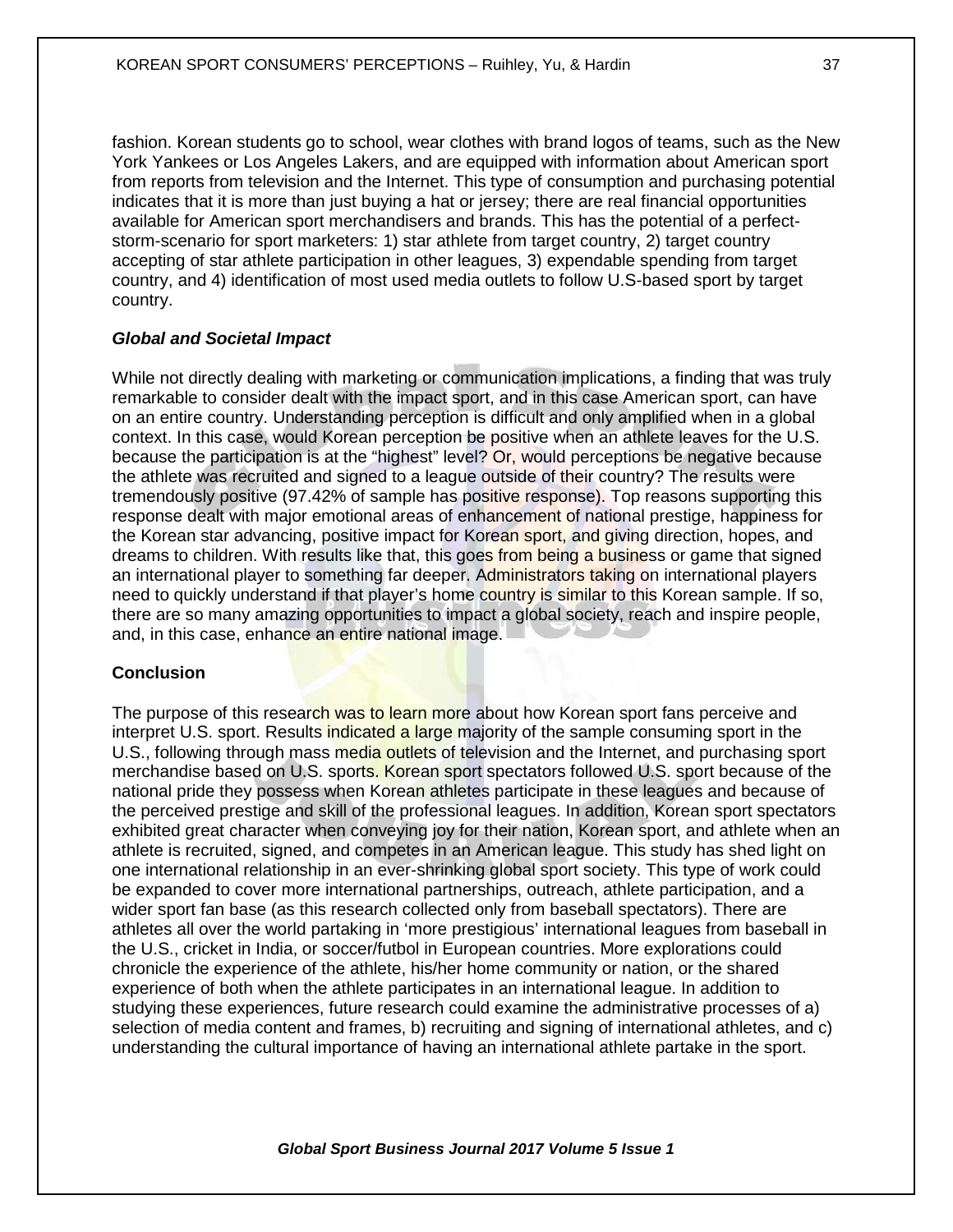fashion. Korean students go to school, wear clothes with brand logos of teams, such as the New York Yankees or Los Angeles Lakers, and are equipped with information about American sport from reports from television and the Internet. This type of consumption and purchasing potential indicates that it is more than just buying a hat or jersey; there are real financial opportunities available for American sport merchandisers and brands. This has the potential of a perfect-storm-scenario for sport marketers: 1) star athlete from target country, 2) target country accepting of star athlete participation in other leagues, 3) expendable spending from target country, and 4) identification of most used media outlets to follow U.S-based sport by target country.

### *Global and Societal Impact*

While not directly dealing with marketing or communication implications, a finding that was truly remarkable to consider dealt with the impact sport, and in this case American sport, can have on an entire country. Understanding perception is difficult and only amplified when in a global context. In this case, would Korean perception be positive when an athlete leaves for the U.S. because the participation is at the "highest" level? Or, would perceptions be negative because the athlete was recruited and signed to a league outside of their country? The results were tremendously positive (97.42% of sample has positive response). Top reasons supporting this response dealt with major emotional areas of enhancement of national prestige, happiness for the Korean star advancing, positive impact for Korean sport, and giving direction, hopes, and dreams to children. With results like that, this goes from being a business or game that signed an international player to something far deeper. Administrators taking on international players need to quickly understand if that player's home country is similar to this Korean sample. If so, there are so many amazing opportunities to impact a global society, reach and inspire people, and, in this case, enhance an entire national image.

## Conclusion

The purpose of this research was to learn more about how Korean sport fans perceive and interpret U.S. sport. Results indicated a large majority of the sample consuming sport in the U.S., following through mass media outlets of television and the Internet, and purchasing sport merchandise based on U.S. sports. Korean sport spectators followed U.S. sport because of the national pride they possess when Korean athletes participate in these leagues and because of the perceived prestige and skill of the professional leagues. In addition, Korean sport spectators exhibited great character when conveying joy for their nation, Korean sport, and athlete when an athlete is recruited, signed, and competes in an American league. This study has shed light on one international relationship in an ever-shrinking global sport society. This type of work could be expanded to cover more international partnerships, outreach, athlete participation, and a wider sport fan base (as this research collected only from baseball spectators). There are athletes all over the world partaking in 'more prestigious' international leagues from baseball in the U.S., cricket in India, or soccer/futbol in European countries. More explorations could chronicle the experience of the athlete, his/her home community or nation, or the shared experience of both when the athlete participates in an international league. In addition to studying these experiences, future research could examine the administrative processes of a) selection of media content and frames, b) recruiting and signing of international athletes, and c) understanding the cultural importance of having an international athlete partake in the sport.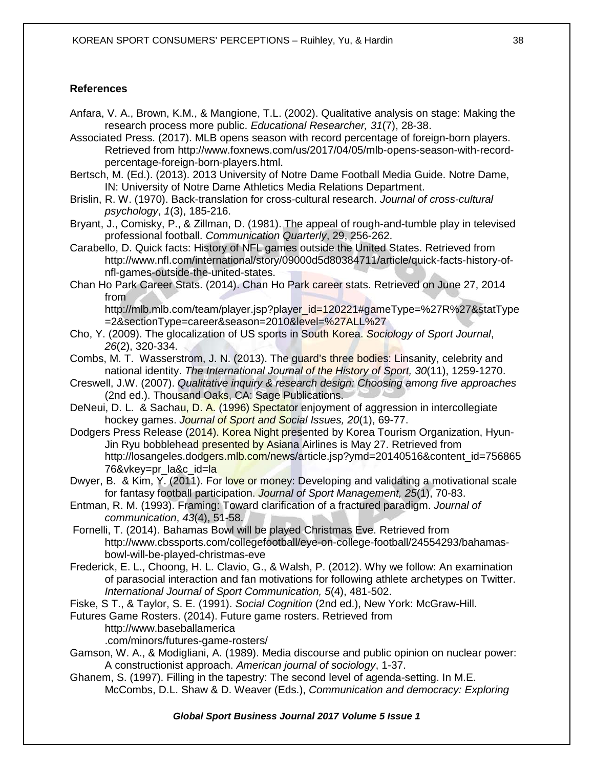**References**

Anfara, V. A., Brown, K.M., & Mangione, T.L. (2002). Qualitative analysis on stage: Making the research process more public. *Educational Researcher, 31*(7), 28-38.

Associated Press. (2017). MLB opens season with record percentage of foreign-born players. Retrieved from http://www.foxnews.com/us/2017/04/05/mlb-opens-season-with-record-percentage-foreign-born-players.html.

Bertsch, M. (Ed.). (2013). 2013 University of Notre Dame Football Media Guide. Notre Dame, IN: University of Notre Dame Athletics Media Relations Department.

Brislin, R. W. (1970). Back-translation for cross-cultural research. *Journal of cross-cultural psychology*, *1*(3), 185-216.

Bryant, J., Comisky, P., & Zillman, D. (1981). The appeal of rough-and-tumble play in televised professional football. *Communication Quarterly*, 29, 256-262.

Carabello, D. Quick facts: History of NFL games outside the United States. Retrieved from http://www.nfl.com/international/story/09000d5d80384711/article/quick-facts-history-of-nfl-games-outside-the-united-states.

Chan Ho Park Career Stats. (2014). Chan Ho Park career stats. Retrieved on June 27, 2014 from http://mlb.mlb.com/team/player.jsp?player_id=120221#gameType=%27R%27&statType=2&sectionType=career&season=2010&level=%27ALL%27

Cho, Y. (2009). The glocalization of US sports in South Korea. *Sociology of Sport Journal*, *26*(2), 320-334.

Combs, M. T. Wasserstrom, J. N. (2013). The guard's three bodies: Linsanity, celebrity and national identity. *The International Journal of the History of Sport, 30*(11), 1259-1270.

Creswell, J.W. (2007). *Qualitative inquiry & research design: Choosing among five approaches* (2nd ed.). Thousand Oaks, CA: Sage Publications.

DeNeui, D. L. & Sachau, D. A. (1996) Spectator enjoyment of aggression in intercollegiate hockey games. *Journal of Sport and Social Issues, 20*(1), 69-77.

Dodgers Press Release (2014). Korea Night presented by Korea Tourism Organization, Hyun-Jin Ryu bobblehead presented by Asiana Airlines is May 27. Retrieved from http://losangeles.dodgers.mlb.com/news/article.jsp?ymd=20140516&content_id=75686576&vkey=pr_la&c_id=la

Dwyer, B. & Kim, Y. (2011). For love or money: Developing and validating a motivational scale for fantasy football participation. *Journal of Sport Management, 25*(1), 70-83.

Entman, R. M. (1993). Framing: Toward clarification of a fractured paradigm. *Journal of communication*, *43*(4), 51-58.

Fornelli, T. (2014). Bahamas Bowl will be played Christmas Eve. Retrieved from http://www.cbssports.com/collegefootball/eye-on-college-football/24554293/bahamas-bowl-will-be-played-christmas-eve

Frederick, E. L., Choong, H. L. Clavio, G., & Walsh, P. (2012). Why we follow: An examination of parasocial interaction and fan motivations for following athlete archetypes on Twitter. *International Journal of Sport Communication, 5*(4), 481-502.

Fiske, S T., & Taylor, S. E. (1991). *Social Cognition* (2nd ed.), New York: McGraw-Hill.

Futures Game Rosters. (2014). Future game rosters. Retrieved from http://www.baseballamerica .com/minors/futures-game-rosters/

Gamson, W. A., & Modigliani, A. (1989). Media discourse and public opinion on nuclear power: A constructionist approach. *American journal of sociology*, 1-37.

Ghanem, S. (1997). Filling in the tapestry: The second level of agenda-setting. In M.E. McCombs, D.L. Shaw & D. Weaver (Eds.), *Communication and democracy: Exploring*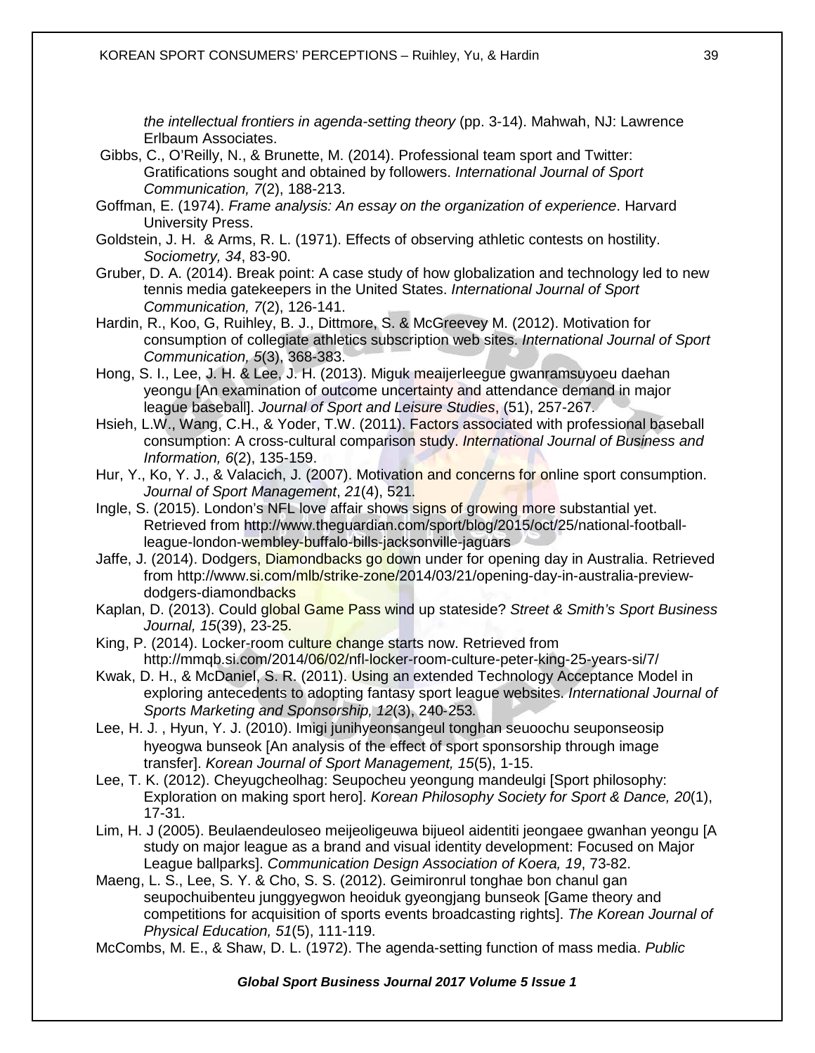*the intellectual frontiers in agenda-setting theory* (pp. 3-14). Mahwah, NJ: Lawrence Erlbaum Associates.

Gibbs, C., O'Reilly, N., & Brunette, M. (2014). Professional team sport and Twitter: Gratifications sought and obtained by followers. *International Journal of Sport Communication, 7*(2), 188-213.

Goffman, E. (1974). *Frame analysis: An essay on the organization of experience*. Harvard University Press.

Goldstein, J. H. & Arms, R. L. (1971). Effects of observing athletic contests on hostility. *Sociometry, 34*, 83-90.

Gruber, D. A. (2014). Break point: A case study of how globalization and technology led to new tennis media gatekeepers in the United States. *International Journal of Sport Communication, 7*(2), 126-141.

Hardin, R., Koo, G, Ruihley, B. J., Dittmore, S. & McGreevey M. (2012). Motivation for consumption of collegiate athletics subscription web sites. *International Journal of Sport Communication, 5*(3), 368-383.

Hong, S. I., Lee, J. H. & Lee, J. H. (2013). Miguk meaijerleegue gwanramsuyoeu daehan yeongu [An examination of outcome uncertainty and attendance demand in major league baseball]. *Journal of Sport and Leisure Studies*, (51), 257-267.

Hsieh, L.W., Wang, C.H., & Yoder, T.W. (2011). Factors associated with professional baseball consumption: A cross-cultural comparison study. *International Journal of Business and Information, 6*(2), 135-159.

Hur, Y., Ko, Y. J., & Valacich, J. (2007). Motivation and concerns for online sport consumption. *Journal of Sport Management*, *21*(4), 521.

Ingle, S. (2015). London's NFL love affair shows signs of growing more substantial yet. Retrieved from http://www.theguardian.com/sport/blog/2015/oct/25/national-football-league-london-wembley-buffalo-bills-jacksonville-jaguars

Jaffe, J. (2014). Dodgers, Diamondbacks go down under for opening day in Australia. Retrieved from http://www.si.com/mlb/strike-zone/2014/03/21/opening-day-in-australia-preview-dodgers-diamondbacks

Kaplan, D. (2013). Could global Game Pass wind up stateside? *Street & Smith's Sport Business Journal, 15*(39), 23-25.

King, P. (2014). Locker-room culture change starts now. Retrieved from http://mmqb.si.com/2014/06/02/nfl-locker-room-culture-peter-king-25-years-si/7/

Kwak, D. H., & McDaniel, S. R. (2011). Using an extended Technology Acceptance Model in exploring antecedents to adopting fantasy sport league websites. *International Journal of Sports Marketing and Sponsorship, 12*(3), 240-253.

Lee, H. J. , Hyun, Y. J. (2010). Imigi junihyeonsangeul tonghan seuoochu seuponseosip hyeogwa bunseok [An analysis of the effect of sport sponsorship through image transfer]. *Korean Journal of Sport Management, 15*(5), 1-15.

Lee, T. K. (2012). Cheyugcheolhag: Seupocheu yeongung mandeulgi [Sport philosophy: Exploration on making sport hero]. *Korean Philosophy Society for Sport & Dance, 20*(1), 17-31.

Lim, H. J (2005). Beulaendeuloseo meijeoligeuwa bijueol aidentiti jeongaee gwanhan yeongu [A study on major league as a brand and visual identity development: Focused on Major League ballparks]. *Communication Design Association of Koera, 19*, 73-82.

Maeng, L. S., Lee, S. Y. & Cho, S. S. (2012). Geimironrul tonghae bon chanul gan seupochuibenteu junggyegwon heoiduk gyeongjang bunseok [Game theory and competitions for acquisition of sports events broadcasting rights]. *The Korean Journal of Physical Education, 51*(5), 111-119.

McCombs, M. E., & Shaw, D. L. (1972). The agenda-setting function of mass media. *Public*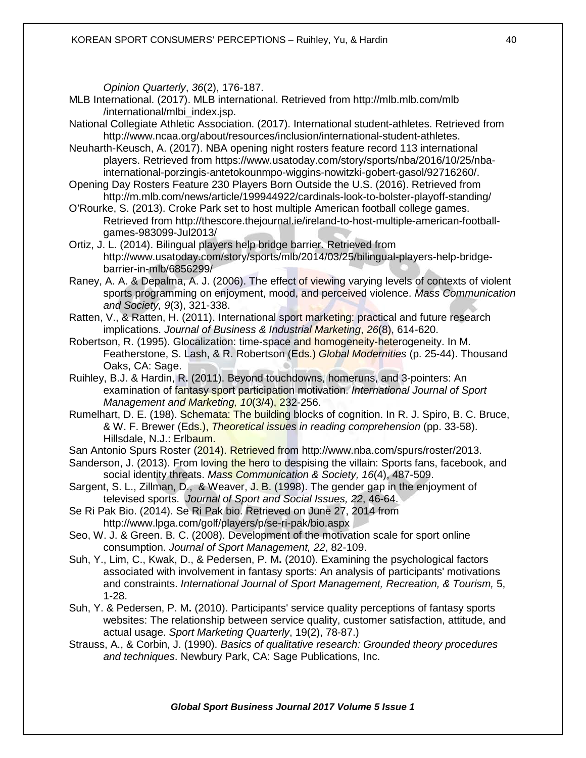*Opinion Quarterly*, *36*(2), 176-187.

MLB International. (2017). MLB international. Retrieved from http://mlb.mlb.com/mlb /international/mlbi_index.jsp.

National Collegiate Athletic Association. (2017). International student-athletes. Retrieved from http://www.ncaa.org/about/resources/inclusion/international-student-athletes.

Neuharth-Keusch, A. (2017). NBA opening night rosters feature record 113 international players. Retrieved from https://www.usatoday.com/story/sports/nba/2016/10/25/nba-international-porzingis-antetokounmpo-wiggins-nowitzki-gobert-gasol/92716260/.

Opening Day Rosters Feature 230 Players Born Outside the U.S. (2016). Retrieved from http://m.mlb.com/news/article/199944922/cardinals-look-to-bolster-playoff-standing/

O'Rourke, S. (2013). Croke Park set to host multiple American football college games. Retrieved from http://thescore.thejournal.ie/ireland-to-host-multiple-american-football-games-983099-Jul2013/

Ortiz, J. L. (2014). Bilingual players help bridge barrier. Retrieved from http://www.usatoday.com/story/sports/mlb/2014/03/25/bilingual-players-help-bridge-barrier-in-mlb/6856299/

Raney, A. A. & Depalma, A. J. (2006). The effect of viewing varying levels of contexts of violent sports programming on enjoyment, mood, and perceived violence. *Mass Communication and Society, 9*(3), 321-338.

Ratten, V., & Ratten, H. (2011). International sport marketing: practical and future research implications. *Journal of Business & Industrial Marketing*, *26*(8), 614-620.

Robertson, R. (1995). Glocalization: time-space and homogeneity-heterogeneity. In M. Featherstone, S. Lash, & R. Robertson (Eds.) *Global Modernities* (p. 25-44). Thousand Oaks, CA: Sage.

Ruihley, B.J. & Hardin, R**.** (2011). Beyond touchdowns, homeruns, and 3-pointers: An examination of fantasy sport participation motivation. *International Journal of Sport Management and Marketing, 10*(3/4), 232-256.

Rumelhart, D. E. (198). Schemata: The building blocks of cognition. In R. J. Spiro, B. C. Bruce, & W. F. Brewer (Eds.), *Theoretical issues in reading comprehension* (pp. 33-58). Hillsdale, N.J.: Erlbaum.

San Antonio Spurs Roster (2014). Retrieved from http://www.nba.com/spurs/roster/2013.

Sanderson, J. (2013). From loving the hero to despising the villain: Sports fans, facebook, and social identity threats. *Mass Communication & Society, 16*(4), 487-509.

Sargent, S. L., Zillman, D., & Weaver, J. B. (1998). The gender gap in the enjoyment of televised sports. *Journal of Sport and Social Issues, 22*, 46-64.

Se Ri Pak Bio. (2014). Se Ri Pak bio. Retrieved on June 27, 2014 from http://www.lpga.com/golf/players/p/se-ri-pak/bio.aspx

Seo, W. J. & Green. B. C. (2008). Development of the motivation scale for sport online consumption. *Journal of Sport Management, 22*, 82-109.

Suh, Y., Lim, C., Kwak, D., & Pedersen, P. M**.** (2010). Examining the psychological factors associated with involvement in fantasy sports: An analysis of participants' motivations and constraints. *International Journal of Sport Management, Recreation, & Tourism,* 5, 1-28.

Suh, Y. & Pedersen, P. M**.** (2010). Participants' service quality perceptions of fantasy sports websites: The relationship between service quality, customer satisfaction, attitude, and actual usage. *Sport Marketing Quarterly*, 19(2), 78-87.)

Strauss, A., & Corbin, J. (1990). *Basics of qualitative research: Grounded theory procedures and techniques*. Newbury Park, CA: Sage Publications, Inc.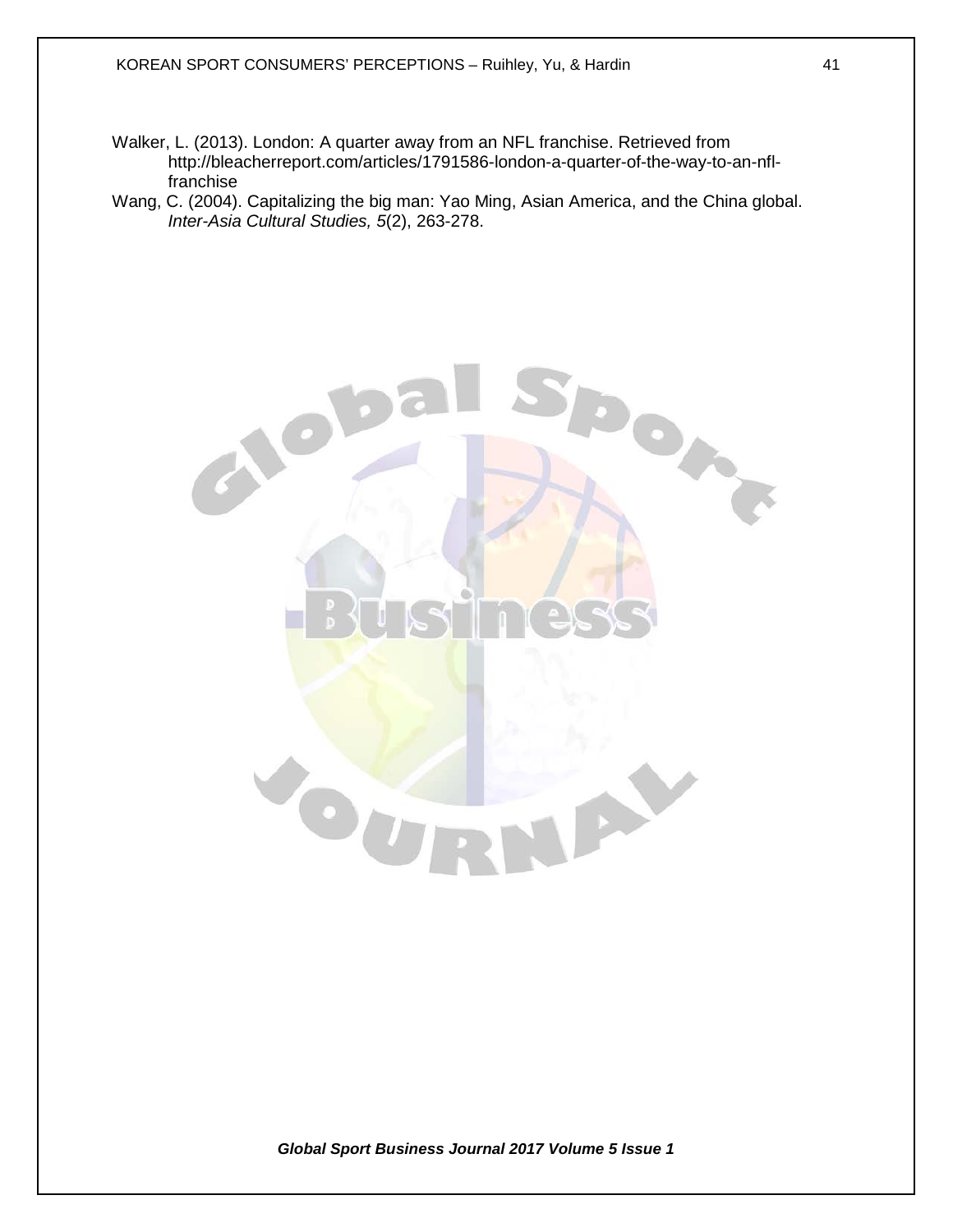Walker, L. (2013). London: A quarter away from an NFL franchise. Retrieved from http://bleacherreport.com/articles/1791586-london-a-quarter-of-the-way-to-an-nfl-franchise

Wang, C. (2004). Capitalizing the big man: Yao Ming, Asian America, and the China global. *Inter-Asia Cultural Studies, 5*(2), 263-278.